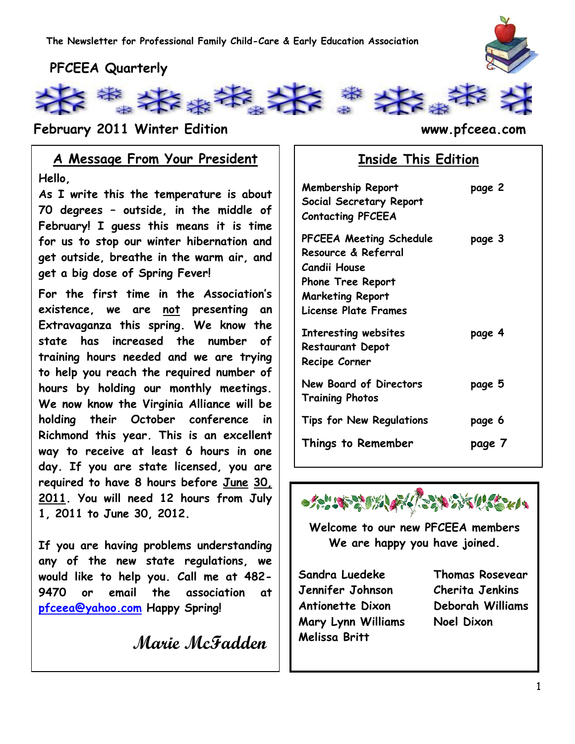The Newsletter for Professional Family Child-Care & Early Education Association

# PFCEEA Quarterly

**February 2011 Winter Edition** **www.pfceea.com**

## A Message From Your President

Hello,

As I write this the temperature is about 70 degrees – outside, in the middle of February! I guess this means it is time for us to stop our winter hibernation and get outside, breathe in the warm air, and get a big dose of Spring Fever!

For the first time in the Association's existence, we are not presenting an Extravaganza this spring. We know the state has increased the number of training hours needed and we are trying to help you reach the required number of hours by holding our monthly meetings. We now know the Virginia Alliance will be holding their October conference in Richmond this year. This is an excellent way to receive at least 6 hours in one day. If you are state licensed, you are required to have 8 hours before June 30, 2011. You will need 12 hours from July 1, 2011 to June 30, 2012.

If you are having problems understanding any of the new state regulations, we would like to help you. Call me at 482-9470 or email the association at pfceea@yahoo.com Happy Spring!

*Marie McFadden*

## Inside This Edition

| | |
|---|---|
| Membership Report<br>Social Secretary Report<br>Contacting PFCEEA | page 2 |
| PFCEEA Meeting Schedule<br>Resource & Referral<br>Candii House<br>Phone Tree Report<br>Marketing Report<br>License Plate Frames | page 3 |
| Interesting websites<br>Restaurant Depot<br>Recipe Corner | page 4 |
| New Board of Directors<br>Training Photos | page 5 |
| Tips for New Regulations | page 6 |
| Things to Remember | page 7 |

Welcome to our new PFCEEA members
We are happy you have joined.

- Sandra Luedeke
- Jennifer Johnson
- Antionette Dixon
- Mary Lynn Williams
- Melissa Britt
- Thomas Rosevear
- Cherita Jenkins
- Deborah Williams
- Noel Dixon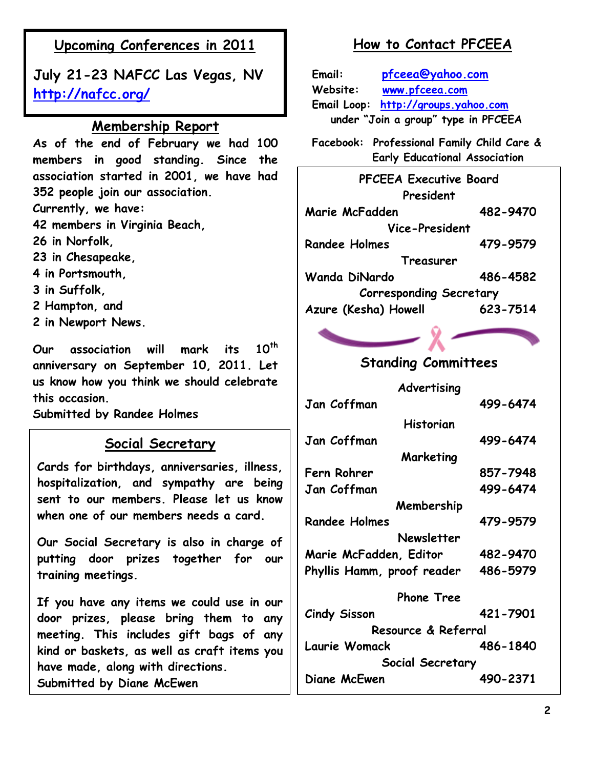## Upcoming Conferences in 2011

**July 21-23 NAFCC Las Vegas, NV**
**http://nafcc.org/**

## Membership Report

**As of the end of February we had 100 members in good standing. Since the association started in 2001, we have had 352 people join our association.**

**Currently, we have:**

**42 members in Virginia Beach,**
**26 in Norfolk,**
**23 in Chesapeake,**
**4 in Portsmouth,**
**3 in Suffolk,**
**2 Hampton, and**
**2 in Newport News.**

**Our association will mark its 10th anniversary on September 10, 2011. Let us know how you think we should celebrate this occasion.**

**Submitted by Randee Holmes**

## Social Secretary

**Cards for birthdays, anniversaries, illness, hospitalization, and sympathy are being sent to our members. Please let us know when one of our members needs a card.**

**Our Social Secretary is also in charge of putting door prizes together for our training meetings.**

**If you have any items we could use in our door prizes, please bring them to any meeting. This includes gift bags of any kind or baskets, as well as craft items you have made, along with directions.**

**Submitted by Diane McEwen**

## How to Contact PFCEEA

**Email:** pfceea@yahoo.com
**Website:** www.pfceea.com
**Email Loop:** http://groups.yahoo.com under "Join a group" type in PFCEEA

**Facebook:** Professional Family Child Care & Early Educational Association

### PFCEEA Executive Board

**President**
Marie McFadden 482-9470

**Vice-President**
Randee Holmes 479-9579

**Treasurer**
Wanda DiNardo 486-4582

**Corresponding Secretary**
Azure (Kesha) Howell 623-7514

### Standing Committees

**Advertising**
Jan Coffman 499-6474

**Historian**
Jan Coffman 499-6474

**Marketing**
Fern Rohrer 857-7948
Jan Coffman 499-6474

**Membership**
Randee Holmes 479-9579

**Newsletter**
Marie McFadden, Editor 482-9470
Phyllis Hamm, proof reader 486-5979

**Phone Tree**
Cindy Sisson 421-7901

**Resource & Referral**
Laurie Womack 486-1840

**Social Secretary**
Diane McEwen 490-2371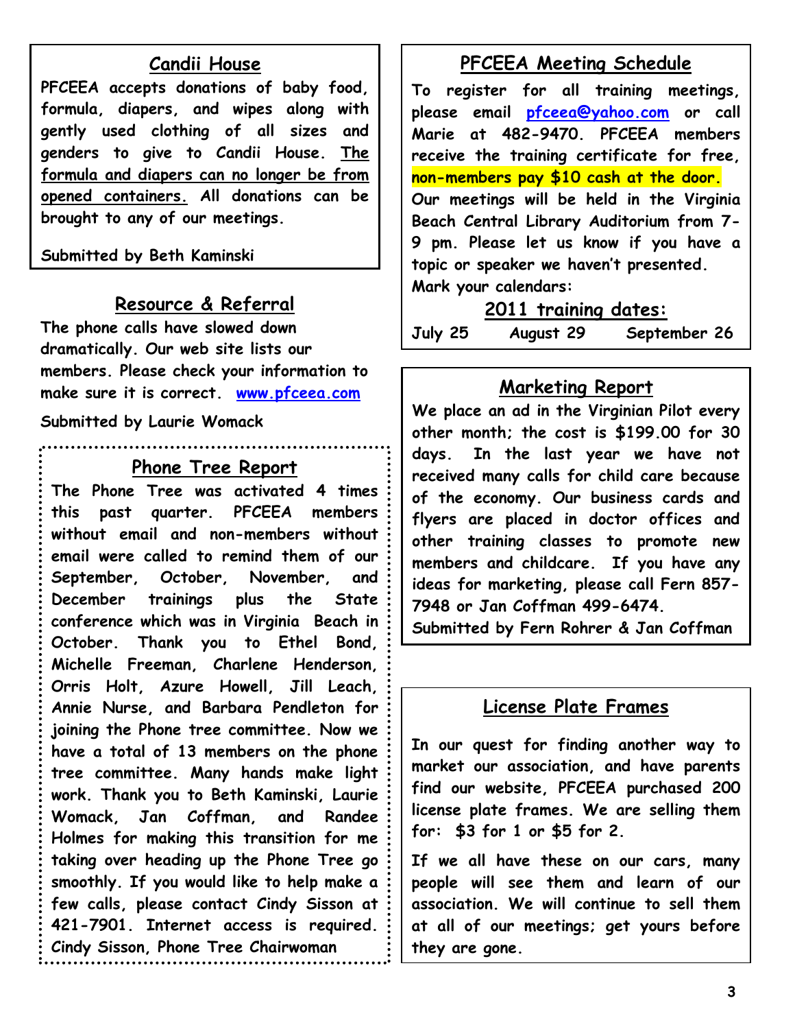## Candii House

PFCEEA accepts donations of baby food, formula, diapers, and wipes along with gently used clothing of all sizes and genders to give to Candii House. The formula and diapers can no longer be from opened containers. All donations can be brought to any of our meetings.

Submitted by Beth Kaminski

## Resource & Referral

The phone calls have slowed down dramatically. Our web site lists our members. Please check your information to make sure it is correct. [www.pfceea.com](http://www.pfceea.com)

Submitted by Laurie Womack

## Phone Tree Report

The Phone Tree was activated 4 times this past quarter. PFCEEA members without email and non-members without email were called to remind them of our September, October, November, and December trainings plus the State conference which was in Virginia Beach in October. Thank you to Ethel Bond, Michelle Freeman, Charlene Henderson, Orris Holt, Azure Howell, Jill Leach, Annie Nurse, and Barbara Pendleton for joining the Phone tree committee. Now we have a total of 13 members on the phone tree committee. Many hands make light work. Thank you to Beth Kaminski, Laurie Womack, Jan Coffman, and Randee Holmes for making this transition for me taking over heading up the Phone Tree go smoothly. If you would like to help make a few calls, please contact Cindy Sisson at 421-7901. Internet access is required.
Cindy Sisson, Phone Tree Chairwoman

## PFCEEA Meeting Schedule

To register for all training meetings, please email [pfceea@yahoo.com](mailto:pfceea@yahoo.com) or call Marie at 482-9470. PFCEEA members receive the training certificate for free, non-members pay $10 cash at the door.
Our meetings will be held in the Virginia Beach Central Library Auditorium from 7-9 pm. Please let us know if you have a topic or speaker we haven't presented.
Mark your calendars:

### 2011 training dates:

July 25 August 29 September 26

## Marketing Report

We place an ad in the Virginian Pilot every other month; the cost is $199.00 for 30 days. In the last year we have not received many calls for child care because of the economy. Our business cards and flyers are placed in doctor offices and other training classes to promote new members and childcare. If you have any ideas for marketing, please call Fern 857-7948 or Jan Coffman 499-6474.
Submitted by Fern Rohrer & Jan Coffman

## License Plate Frames

In our quest for finding another way to market our association, and have parents find our website, PFCEEA purchased 200 license plate frames. We are selling them for: $3 for 1 or $5 for 2.

If we all have these on our cars, many people will see them and learn of our association. We will continue to sell them at all of our meetings; get yours before they are gone.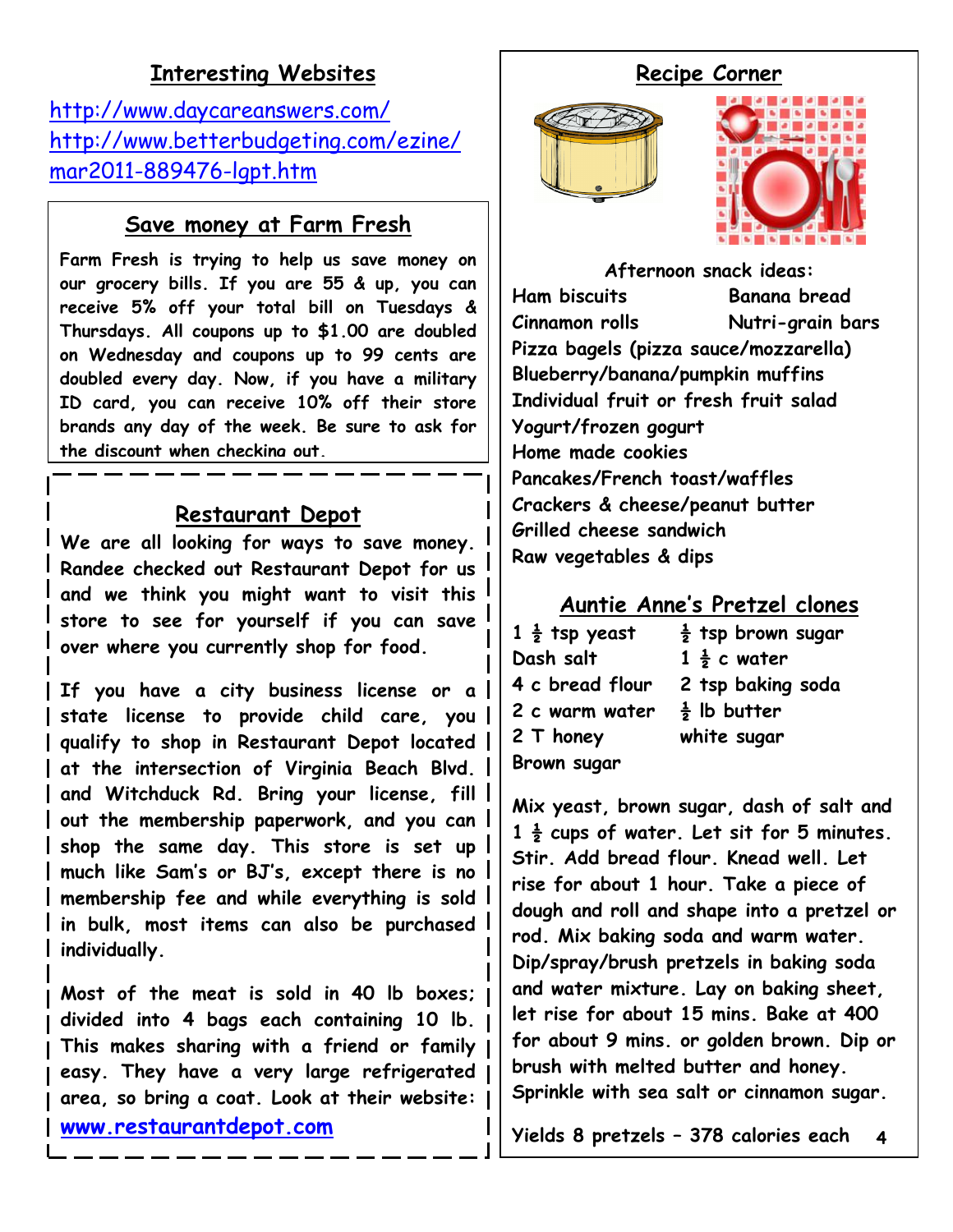## Interesting Websites

http://www.daycareanswers.com/
http://www.betterbudgeting.com/ezine/mar2011-889476-lgpt.htm

## Save money at Farm Fresh

**Farm Fresh is trying to help us save money on our grocery bills. If you are 55 & up, you can receive 5% off your total bill on Tuesdays & Thursdays. All coupons up to $1.00 are doubled on Wednesday and coupons up to 99 cents are doubled every day. Now, if you have a military ID card, you can receive 10% off their store brands any day of the week. Be sure to ask for the discount when checking out.**

## Restaurant Depot

We are all looking for ways to save money. Randee checked out Restaurant Depot for us and we think you might want to visit this store to see for yourself if you can save over where you currently shop for food.

If you have a city business license or a state license to provide child care, you qualify to shop in Restaurant Depot located at the intersection of Virginia Beach Blvd. and Witchduck Rd. Bring your license, fill out the membership paperwork, and you can shop the same day. This store is set up much like Sam's or BJ's, except there is no membership fee and while everything is sold in bulk, most items can also be purchased individually.

Most of the meat is sold in 40 lb boxes; divided into 4 bags each containing 10 lb. This makes sharing with a friend or family easy. They have a very large refrigerated area, so bring a coat. Look at their website: **www.restaurantdepot.com**

## Recipe Corner

**Afternoon snack ideas:**

- Ham biscuits
- Banana bread
- Cinnamon rolls
- Nutri-grain bars
- Pizza bagels (pizza sauce/mozzarella)
- Blueberry/banana/pumpkin muffins
- Individual fruit or fresh fruit salad
- Yogurt/frozen gogurt
- Home made cookies
- Pancakes/French toast/waffles
- Crackers & cheese/peanut butter
- Grilled cheese sandwich
- Raw vegetables & dips

### Auntie Anne's Pretzel clones

- 1 ½ tsp yeast
- ½ tsp brown sugar
- Dash salt
- 1 ½ c water
- 4 c bread flour
- 2 tsp baking soda
- 2 c warm water
- ½ lb butter
- 2 T honey
- white sugar
- Brown sugar

Mix yeast, brown sugar, dash of salt and 1 ½ cups of water. Let sit for 5 minutes. Stir. Add bread flour. Knead well. Let rise for about 1 hour. Take a piece of dough and roll and shape into a pretzel or rod. Mix baking soda and warm water. Dip/spray/brush pretzels in baking soda and water mixture. Lay on baking sheet, let rise for about 15 mins. Bake at 400 for about 9 mins. or golden brown. Dip or brush with melted butter and honey. Sprinkle with sea salt or cinnamon sugar.

Yields 8 pretzels – 378 calories each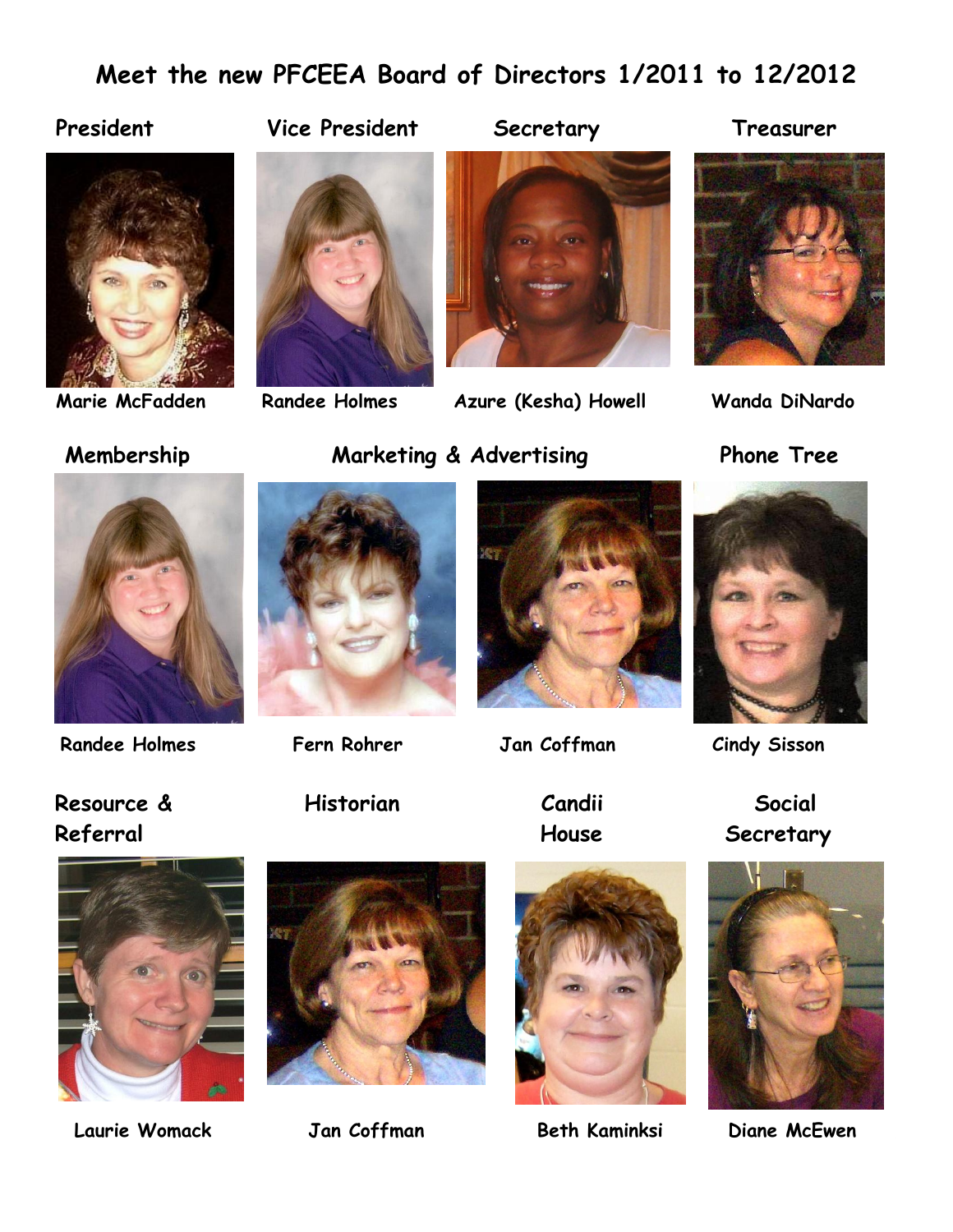# Meet the new PFCEEA Board of Directors 1/2011 to 12/2012

**President**

Marie McFadden

**Vice President**

Randee Holmes

**Secretary**

Azure (Kesha) Howell

**Treasurer**

Wanda DiNardo

**Membership**

Randee Holmes

**Marketing & Advertising**

Fern Rohrer

Jan Coffman

**Phone Tree**

Cindy Sisson

**Resource & Referral**

Laurie Womack

**Historian**

Jan Coffman

**Candii House**

Beth Kaminksi

**Social Secretary**

Diane McEwen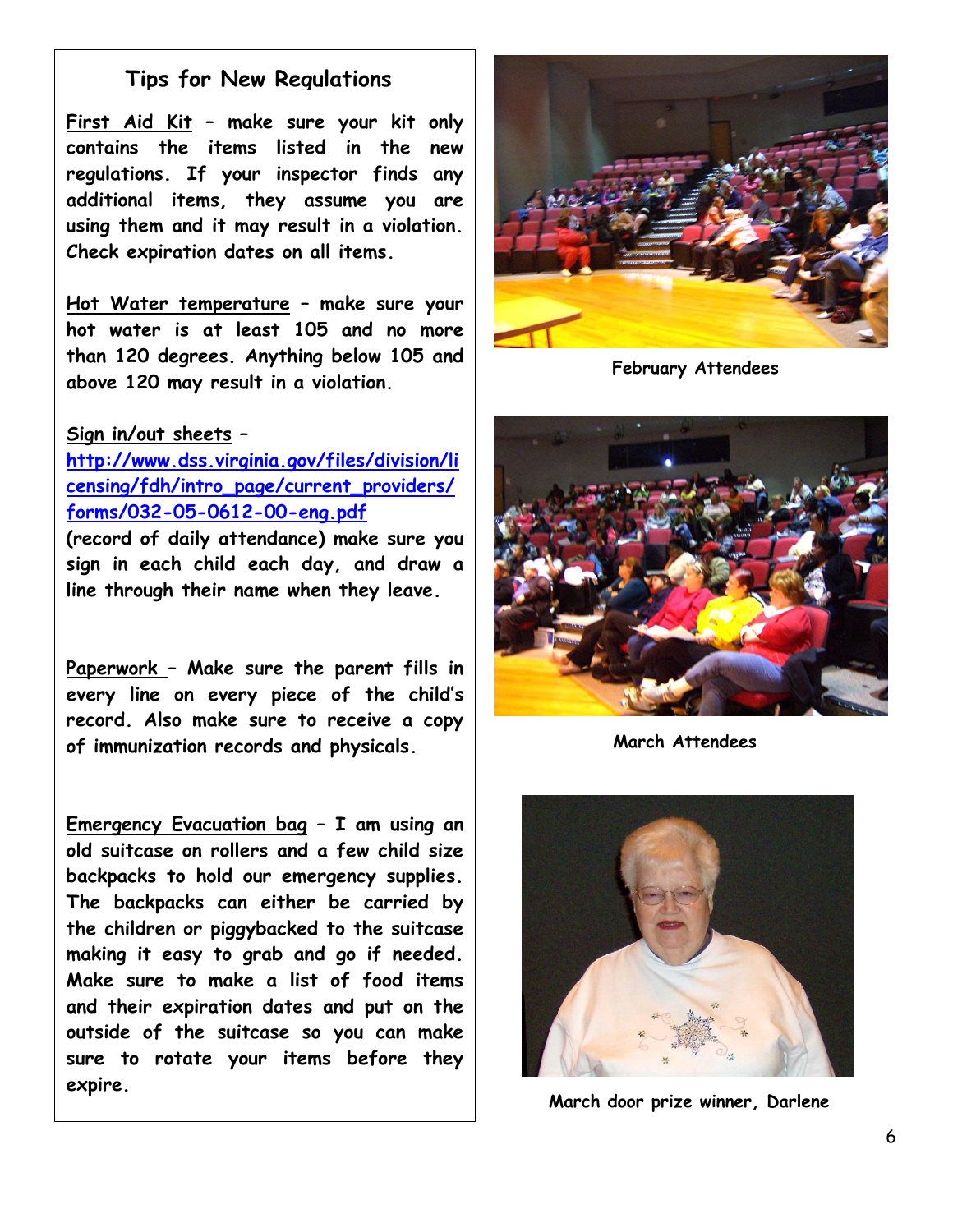## Tips for New Regulations

**First Aid Kit** – make sure your kit only contains the items listed in the new regulations. If your inspector finds any additional items, they assume you are using them and it may result in a violation. Check expiration dates on all items.

**Hot Water temperature** – make sure your hot water is at least 105 and no more than 120 degrees. Anything below 105 and above 120 may result in a violation.

**Sign in/out sheets** – http://www.dss.virginia.gov/files/division/licensing/fdh/intro_page/current_providers/forms/032-05-0612-00-eng.pdf (record of daily attendance) make sure you sign in each child each day, and draw a line through their name when they leave.

**Paperwork** – Make sure the parent fills in every line on every piece of the child's record. Also make sure to receive a copy of immunization records and physicals.

**Emergency Evacuation bag** – I am using an old suitcase on rollers and a few child size backpacks to hold our emergency supplies. The backpacks can either be carried by the children or piggybacked to the suitcase making it easy to grab and go if needed. Make sure to make a list of food items and their expiration dates and put on the outside of the suitcase so you can make sure to rotate your items before they expire.

February Attendees

March Attendees

March door prize winner, Darlene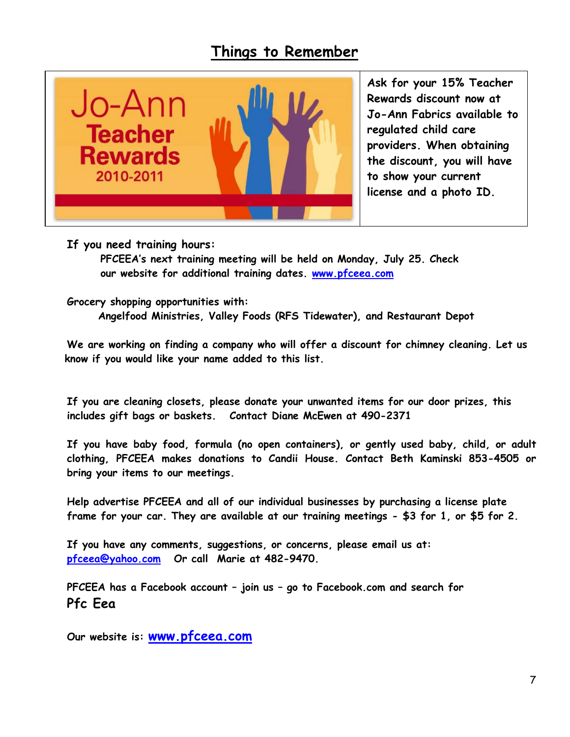# Things to Remember

Ask for your 15% Teacher Rewards discount now at Jo-Ann Fabrics available to regulated child care providers. When obtaining the discount, you will have to show your current license and a photo ID.

**If you need training hours:**

PFCEEA's next training meeting will be held on Monday, July 25. Check our website for additional training dates. www.pfceea.com

Grocery shopping opportunities with:

Angelfood Ministries, Valley Foods (RFS Tidewater), and Restaurant Depot

We are working on finding a company who will offer a discount for chimney cleaning. Let us know if you would like your name added to this list.

If you are cleaning closets, please donate your unwanted items for our door prizes, this includes gift bags or baskets. Contact Diane McEwen at 490-2371

If you have baby food, formula (no open containers), or gently used baby, child, or adult clothing, PFCEEA makes donations to Candii House. Contact Beth Kaminski 853-4505 or bring your items to our meetings.

Help advertise PFCEEA and all of our individual businesses by purchasing a license plate frame for your car. They are available at our training meetings - $3 for 1, or $5 for 2.

If you have any comments, suggestions, or concerns, please email us at: pfceea@yahoo.com Or call Marie at 482-9470.

PFCEEA has a Facebook account – join us – go to Facebook.com and search for **Pfc Eea**

Our website is: **www.pfceea.com**